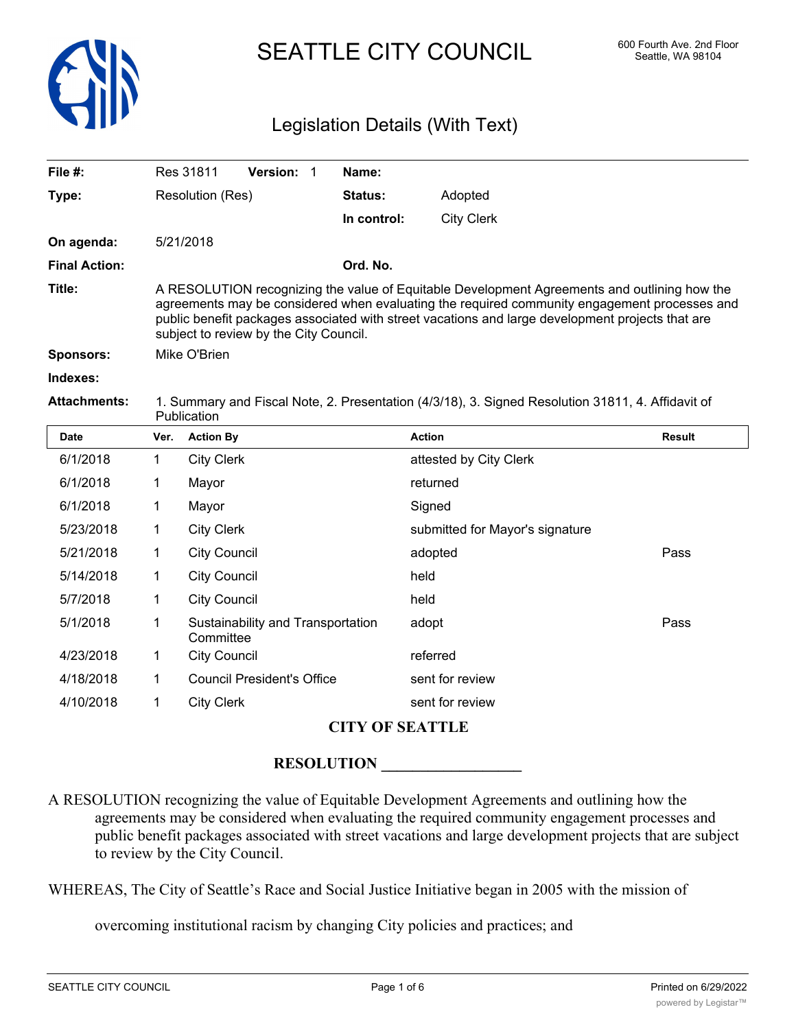# SEATTLE CITY COUNCIL

600 Fourth Ave. 2nd Floor
Seattle, WA 98104

## Legislation Details (With Text)

| | | | |
|---|---|---|---|
| **File #:** | Res 31811 **Version:** 1 | **Name:** | |
| **Type:** | Resolution (Res) | **Status:** | Adopted |
| | | **In control:** | City Clerk |
| **On agenda:** | 5/21/2018 | | |
| **Final Action:** | | **Ord. No.** | |

**Title:** A RESOLUTION recognizing the value of Equitable Development Agreements and outlining how the agreements may be considered when evaluating the required community engagement processes and public benefit packages associated with street vacations and large development projects that are subject to review by the City Council.

**Sponsors:** Mike O'Brien

**Indexes:**

**Attachments:** 1. Summary and Fiscal Note, 2. Presentation (4/3/18), 3. Signed Resolution 31811, 4. Affidavit of Publication

| Date | Ver. | Action By | Action | Result |
|---|---|---|---|---|
| 6/1/2018 | 1 | City Clerk | attested by City Clerk | |
| 6/1/2018 | 1 | Mayor | returned | |
| 6/1/2018 | 1 | Mayor | Signed | |
| 5/23/2018 | 1 | City Clerk | submitted for Mayor's signature | |
| 5/21/2018 | 1 | City Council | adopted | Pass |
| 5/14/2018 | 1 | City Council | held | |
| 5/7/2018 | 1 | City Council | held | |
| 5/1/2018 | 1 | Sustainability and Transportation Committee | adopt | Pass |
| 4/23/2018 | 1 | City Council | referred | |
| 4/18/2018 | 1 | Council President's Office | sent for review | |
| 4/10/2018 | 1 | City Clerk | sent for review | |

**CITY OF SEATTLE**

**RESOLUTION \_\_\_\_\_\_\_\_\_\_\_\_\_\_\_\_\_\_**

A RESOLUTION recognizing the value of Equitable Development Agreements and outlining how the agreements may be considered when evaluating the required community engagement processes and public benefit packages associated with street vacations and large development projects that are subject to review by the City Council.

WHEREAS, The City of Seattle's Race and Social Justice Initiative began in 2005 with the mission of overcoming institutional racism by changing City policies and practices; and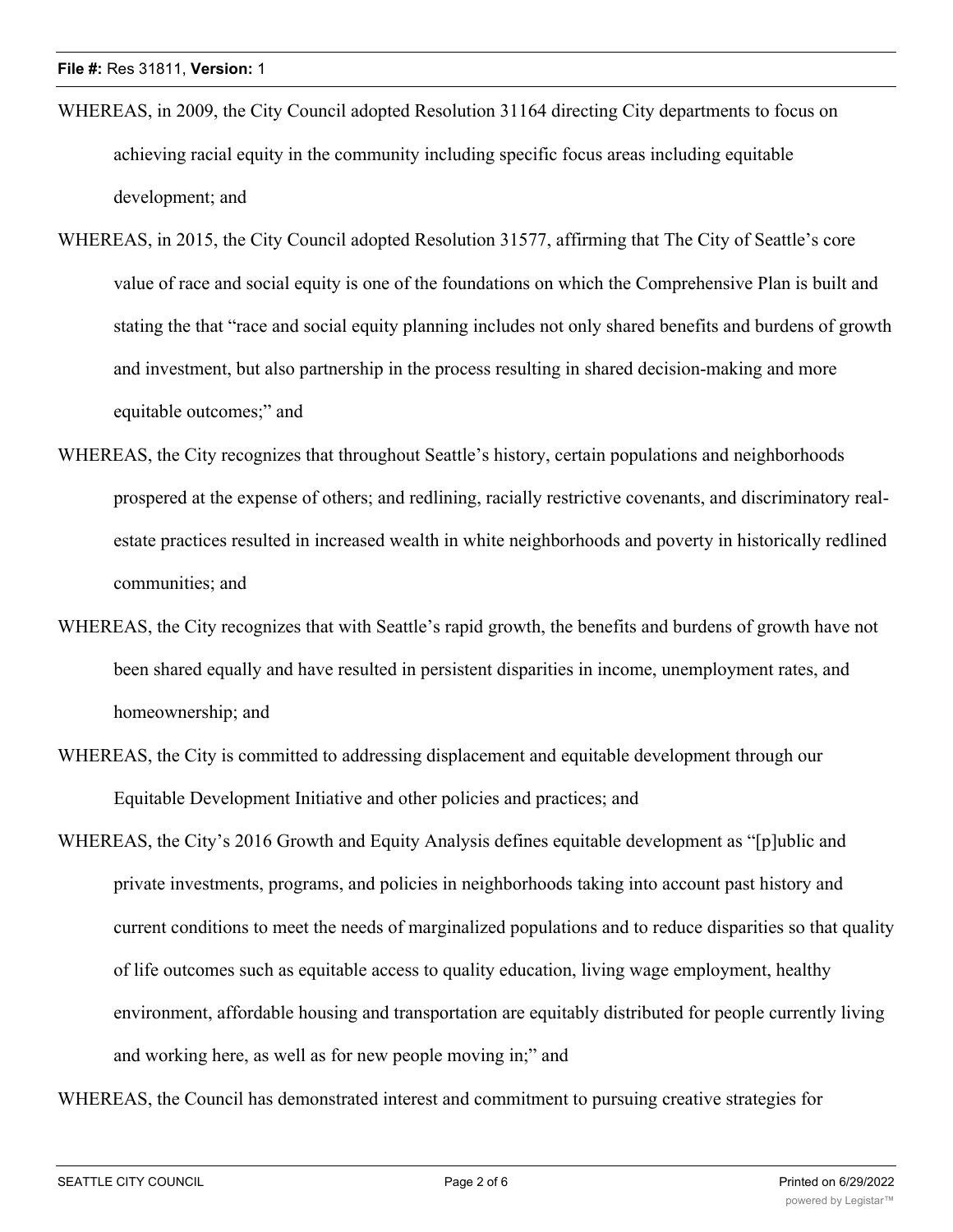WHEREAS, in 2009, the City Council adopted Resolution 31164 directing City departments to focus on achieving racial equity in the community including specific focus areas including equitable development; and

WHEREAS, in 2015, the City Council adopted Resolution 31577, affirming that The City of Seattle's core value of race and social equity is one of the foundations on which the Comprehensive Plan is built and stating the that "race and social equity planning includes not only shared benefits and burdens of growth and investment, but also partnership in the process resulting in shared decision-making and more equitable outcomes;" and

WHEREAS, the City recognizes that throughout Seattle's history, certain populations and neighborhoods prospered at the expense of others; and redlining, racially restrictive covenants, and discriminatory real-estate practices resulted in increased wealth in white neighborhoods and poverty in historically redlined communities; and

WHEREAS, the City recognizes that with Seattle's rapid growth, the benefits and burdens of growth have not been shared equally and have resulted in persistent disparities in income, unemployment rates, and homeownership; and

WHEREAS, the City is committed to addressing displacement and equitable development through our Equitable Development Initiative and other policies and practices; and

WHEREAS, the City's 2016 Growth and Equity Analysis defines equitable development as "[p]ublic and private investments, programs, and policies in neighborhoods taking into account past history and current conditions to meet the needs of marginalized populations and to reduce disparities so that quality of life outcomes such as equitable access to quality education, living wage employment, healthy environment, affordable housing and transportation are equitably distributed for people currently living and working here, as well as for new people moving in;" and

WHEREAS, the Council has demonstrated interest and commitment to pursuing creative strategies for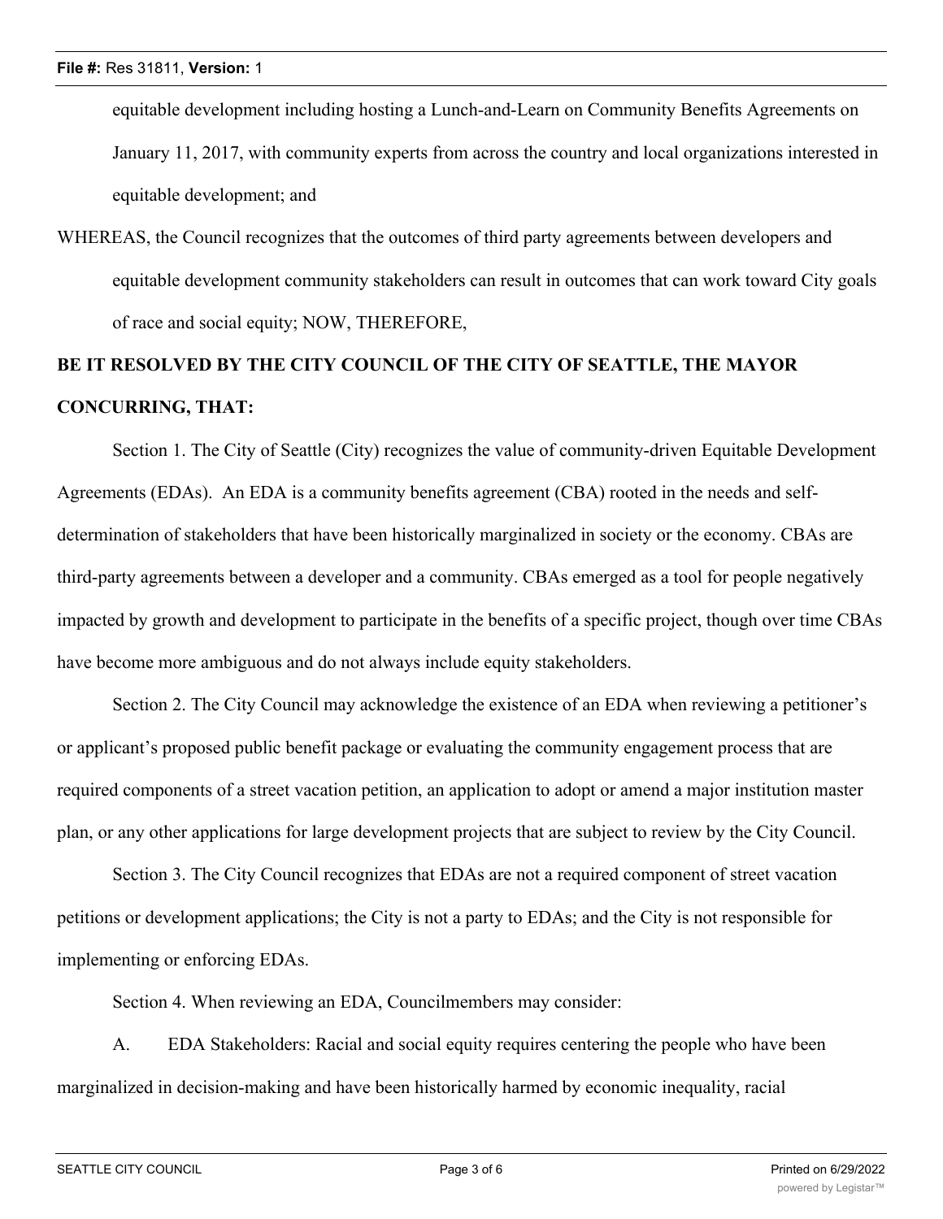equitable development including hosting a Lunch-and-Learn on Community Benefits Agreements on January 11, 2017, with community experts from across the country and local organizations interested in equitable development; and

WHEREAS, the Council recognizes that the outcomes of third party agreements between developers and equitable development community stakeholders can result in outcomes that can work toward City goals of race and social equity; NOW, THEREFORE,

**BE IT RESOLVED BY THE CITY COUNCIL OF THE CITY OF SEATTLE, THE MAYOR CONCURRING, THAT:**

Section 1. The City of Seattle (City) recognizes the value of community-driven Equitable Development Agreements (EDAs). An EDA is a community benefits agreement (CBA) rooted in the needs and self-determination of stakeholders that have been historically marginalized in society or the economy. CBAs are third-party agreements between a developer and a community. CBAs emerged as a tool for people negatively impacted by growth and development to participate in the benefits of a specific project, though over time CBAs have become more ambiguous and do not always include equity stakeholders.

Section 2. The City Council may acknowledge the existence of an EDA when reviewing a petitioner's or applicant's proposed public benefit package or evaluating the community engagement process that are required components of a street vacation petition, an application to adopt or amend a major institution master plan, or any other applications for large development projects that are subject to review by the City Council.

Section 3. The City Council recognizes that EDAs are not a required component of street vacation petitions or development applications; the City is not a party to EDAs; and the City is not responsible for implementing or enforcing EDAs.

Section 4. When reviewing an EDA, Councilmembers may consider:

A. EDA Stakeholders: Racial and social equity requires centering the people who have been marginalized in decision-making and have been historically harmed by economic inequality, racial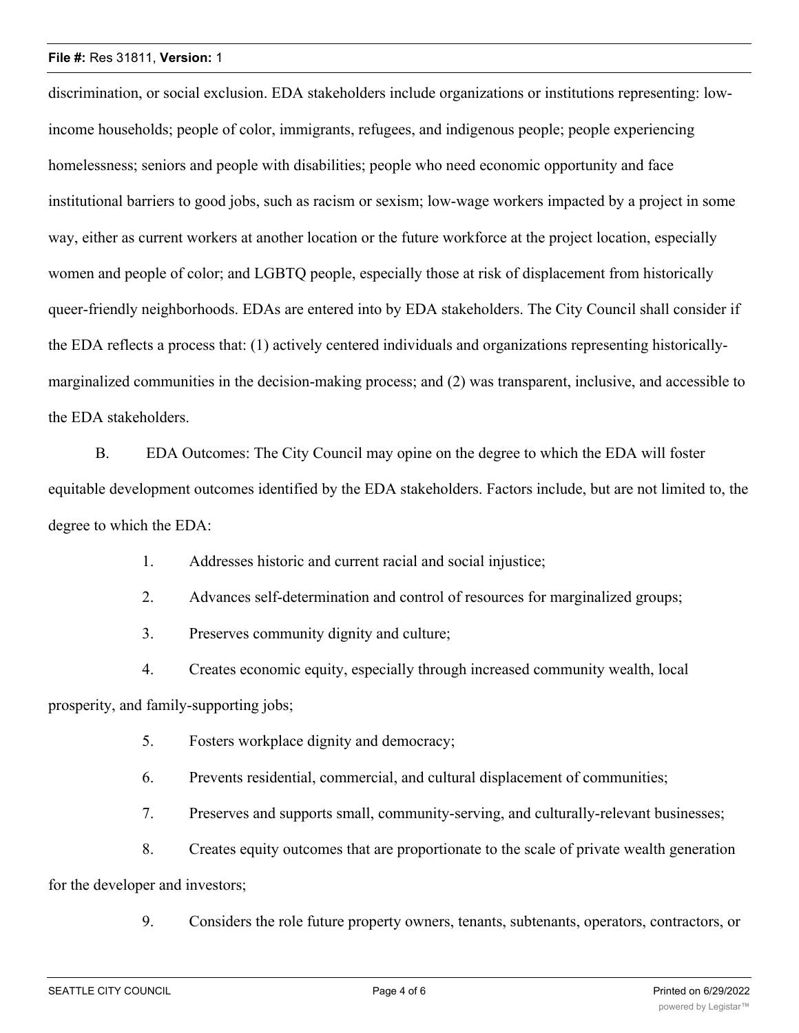discrimination, or social exclusion. EDA stakeholders include organizations or institutions representing: low-income households; people of color, immigrants, refugees, and indigenous people; people experiencing homelessness; seniors and people with disabilities; people who need economic opportunity and face institutional barriers to good jobs, such as racism or sexism; low-wage workers impacted by a project in some way, either as current workers at another location or the future workforce at the project location, especially women and people of color; and LGBTQ people, especially those at risk of displacement from historically queer-friendly neighborhoods. EDAs are entered into by EDA stakeholders. The City Council shall consider if the EDA reflects a process that: (1) actively centered individuals and organizations representing historically-marginalized communities in the decision-making process; and (2) was transparent, inclusive, and accessible to the EDA stakeholders.

B. EDA Outcomes: The City Council may opine on the degree to which the EDA will foster equitable development outcomes identified by the EDA stakeholders. Factors include, but are not limited to, the degree to which the EDA:

1. Addresses historic and current racial and social injustice;
2. Advances self-determination and control of resources for marginalized groups;
3. Preserves community dignity and culture;
4. Creates economic equity, especially through increased community wealth, local prosperity, and family-supporting jobs;
5. Fosters workplace dignity and democracy;
6. Prevents residential, commercial, and cultural displacement of communities;
7. Preserves and supports small, community-serving, and culturally-relevant businesses;
8. Creates equity outcomes that are proportionate to the scale of private wealth generation for the developer and investors;
9. Considers the role future property owners, tenants, subtenants, operators, contractors, or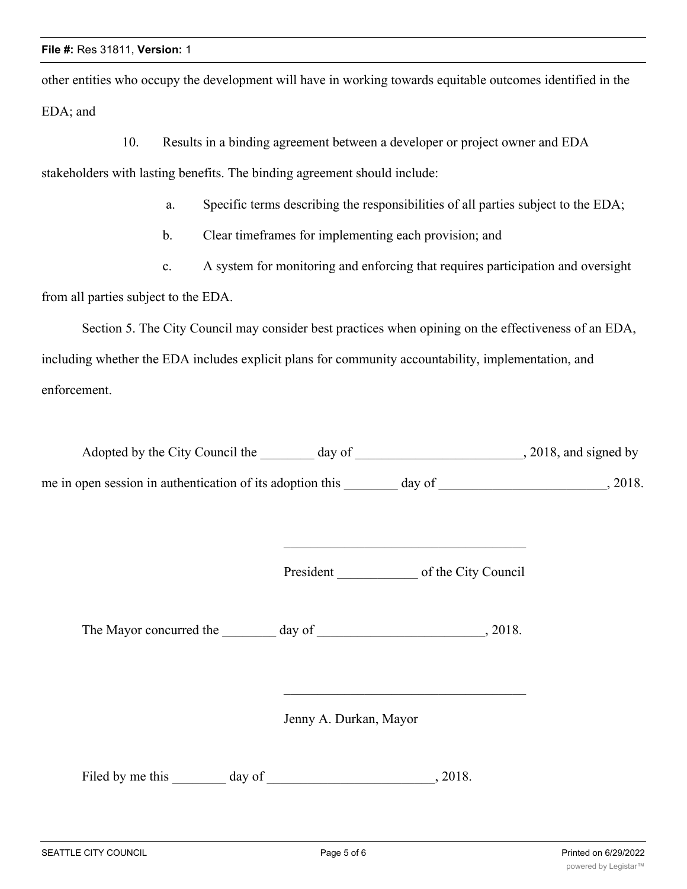other entities who occupy the development will have in working towards equitable outcomes identified in the EDA; and

10. Results in a binding agreement between a developer or project owner and EDA stakeholders with lasting benefits. The binding agreement should include:

a. Specific terms describing the responsibilities of all parties subject to the EDA;

b. Clear timeframes for implementing each provision; and

c. A system for monitoring and enforcing that requires participation and oversight from all parties subject to the EDA.

Section 5. The City Council may consider best practices when opining on the effectiveness of an EDA, including whether the EDA includes explicit plans for community accountability, implementation, and enforcement.

Adopted by the City Council the ________ day of _________________________, 2018, and signed by me in open session in authentication of its adoption this ________ day of _________________________, 2018.

____________________________________

President ____________ of the City Council

The Mayor concurred the ________ day of _________________________, 2018.

____________________________________

Jenny A. Durkan, Mayor

Filed by me this ________ day of _________________________, 2018.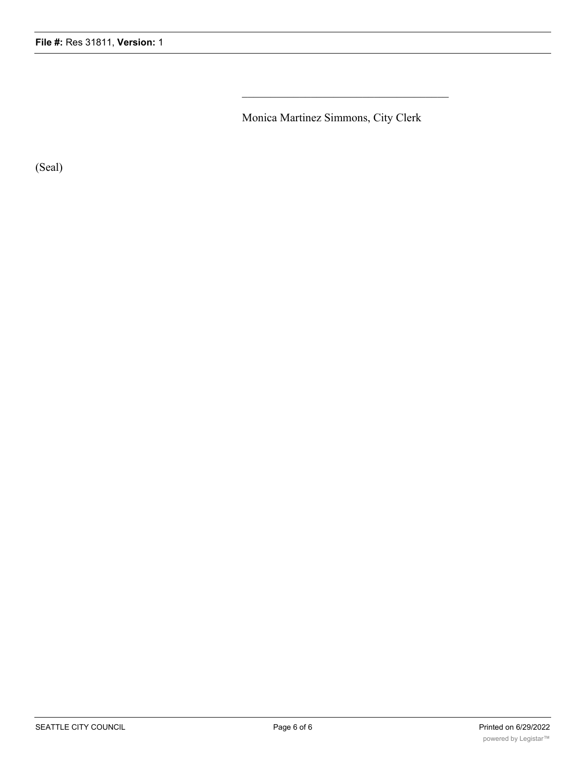\_\_\_\_\_\_\_\_\_\_\_\_\_\_\_\_\_\_\_\_\_\_\_\_\_\_\_\_\_\_\_\_\_\_\_\_\_\_\_

Monica Martinez Simmons, City Clerk

(Seal)